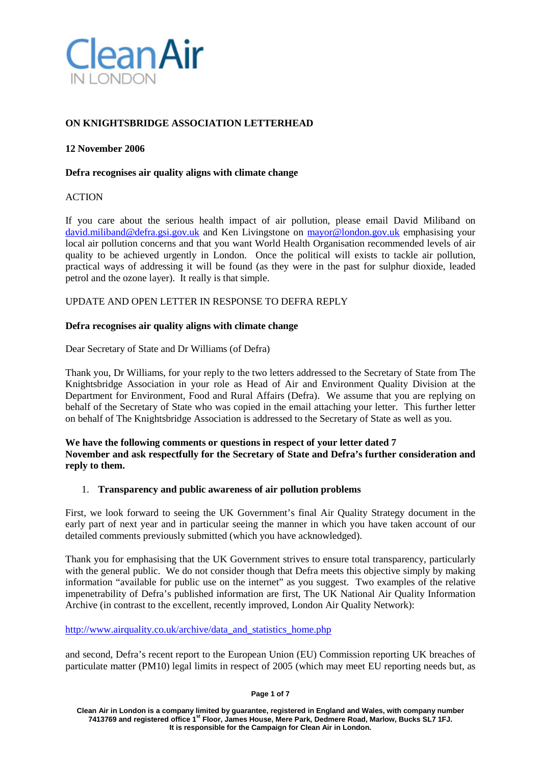**ON KNIGHTSBRIDGE ASSOCIATION LETTERHEAD**

**12 November 2006**

**Defra recognises air quality aligns with climate change**

ACTION

If you care about the serious health impact of air pollution, please email David Miliband on david.miliband@defra.gsi.gov.uk and Ken Livingstone on mayor@london.gov.uk emphasising your local air pollution concerns and that you want World Health Organisation recommended levels of air quality to be achieved urgently in London. Once the political will exists to tackle air pollution, practical ways of addressing it will be found (as they were in the past for sulphur dioxide, leaded petrol and the ozone layer). It really is that simple.

UPDATE AND OPEN LETTER IN RESPONSE TO DEFRA REPLY

**Defra recognises air quality aligns with climate change**

Dear Secretary of State and Dr Williams (of Defra)

Thank you, Dr Williams, for your reply to the two letters addressed to the Secretary of State from The Knightsbridge Association in your role as Head of Air and Environment Quality Division at the Department for Environment, Food and Rural Affairs (Defra). We assume that you are replying on behalf of the Secretary of State who was copied in the email attaching your letter. This further letter on behalf of The Knightsbridge Association is addressed to the Secretary of State as well as you.

**We have the following comments or questions in respect of your letter dated 7 November and ask respectfully for the Secretary of State and Defra's further consideration and reply to them.**

1. **Transparency and public awareness of air pollution problems**

First, we look forward to seeing the UK Government's final Air Quality Strategy document in the early part of next year and in particular seeing the manner in which you have taken account of our detailed comments previously submitted (which you have acknowledged).

Thank you for emphasising that the UK Government strives to ensure total transparency, particularly with the general public. We do not consider though that Defra meets this objective simply by making information "available for public use on the internet" as you suggest. Two examples of the relative impenetrability of Defra's published information are first, The UK National Air Quality Information Archive (in contrast to the excellent, recently improved, London Air Quality Network):

http://www.airquality.co.uk/archive/data_and_statistics_home.php

and second, Defra's recent report to the European Union (EU) Commission reporting UK breaches of particulate matter (PM10) legal limits in respect of 2005 (which may meet EU reporting needs but, as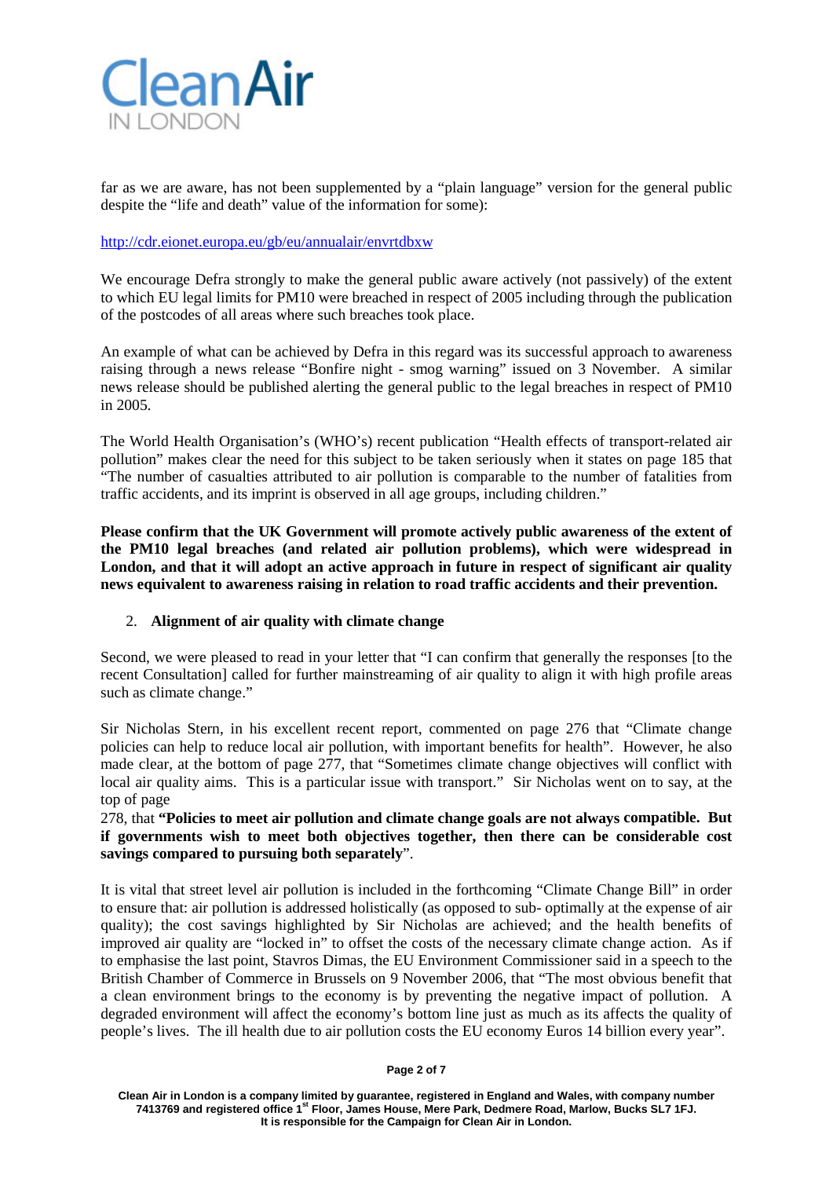far as we are aware, has not been supplemented by a "plain language" version for the general public despite the "life and death" value of the information for some):

http://cdr.eionet.europa.eu/gb/eu/annualair/envrtdbxw

We encourage Defra strongly to make the general public aware actively (not passively) of the extent to which EU legal limits for PM10 were breached in respect of 2005 including through the publication of the postcodes of all areas where such breaches took place.

An example of what can be achieved by Defra in this regard was its successful approach to awareness raising through a news release "Bonfire night - smog warning" issued on 3 November. A similar news release should be published alerting the general public to the legal breaches in respect of PM10 in 2005.

The World Health Organisation's (WHO's) recent publication "Health effects of transport-related air pollution" makes clear the need for this subject to be taken seriously when it states on page 185 that "The number of casualties attributed to air pollution is comparable to the number of fatalities from traffic accidents, and its imprint is observed in all age groups, including children."

**Please confirm that the UK Government will promote actively public awareness of the extent of the PM10 legal breaches (and related air pollution problems), which were widespread in London, and that it will adopt an active approach in future in respect of significant air quality news equivalent to awareness raising in relation to road traffic accidents and their prevention.**

2. **Alignment of air quality with climate change**

Second, we were pleased to read in your letter that "I can confirm that generally the responses [to the recent Consultation] called for further mainstreaming of air quality to align it with high profile areas such as climate change."

Sir Nicholas Stern, in his excellent recent report, commented on page 276 that "Climate change policies can help to reduce local air pollution, with important benefits for health". However, he also made clear, at the bottom of page 277, that "Sometimes climate change objectives will conflict with local air quality aims. This is a particular issue with transport." Sir Nicholas went on to say, at the top of page 278, that **"Policies to meet air pollution and climate change goals are not always compatible. But if governments wish to meet both objectives together, then there can be considerable cost savings compared to pursuing both separately**".

It is vital that street level air pollution is included in the forthcoming "Climate Change Bill" in order to ensure that: air pollution is addressed holistically (as opposed to sub- optimally at the expense of air quality); the cost savings highlighted by Sir Nicholas are achieved; and the health benefits of improved air quality are "locked in" to offset the costs of the necessary climate change action. As if to emphasise the last point, Stavros Dimas, the EU Environment Commissioner said in a speech to the British Chamber of Commerce in Brussels on 9 November 2006, that "The most obvious benefit that a clean environment brings to the economy is by preventing the negative impact of pollution. A degraded environment will affect the economy's bottom line just as much as its affects the quality of people's lives. The ill health due to air pollution costs the EU economy Euros 14 billion every year".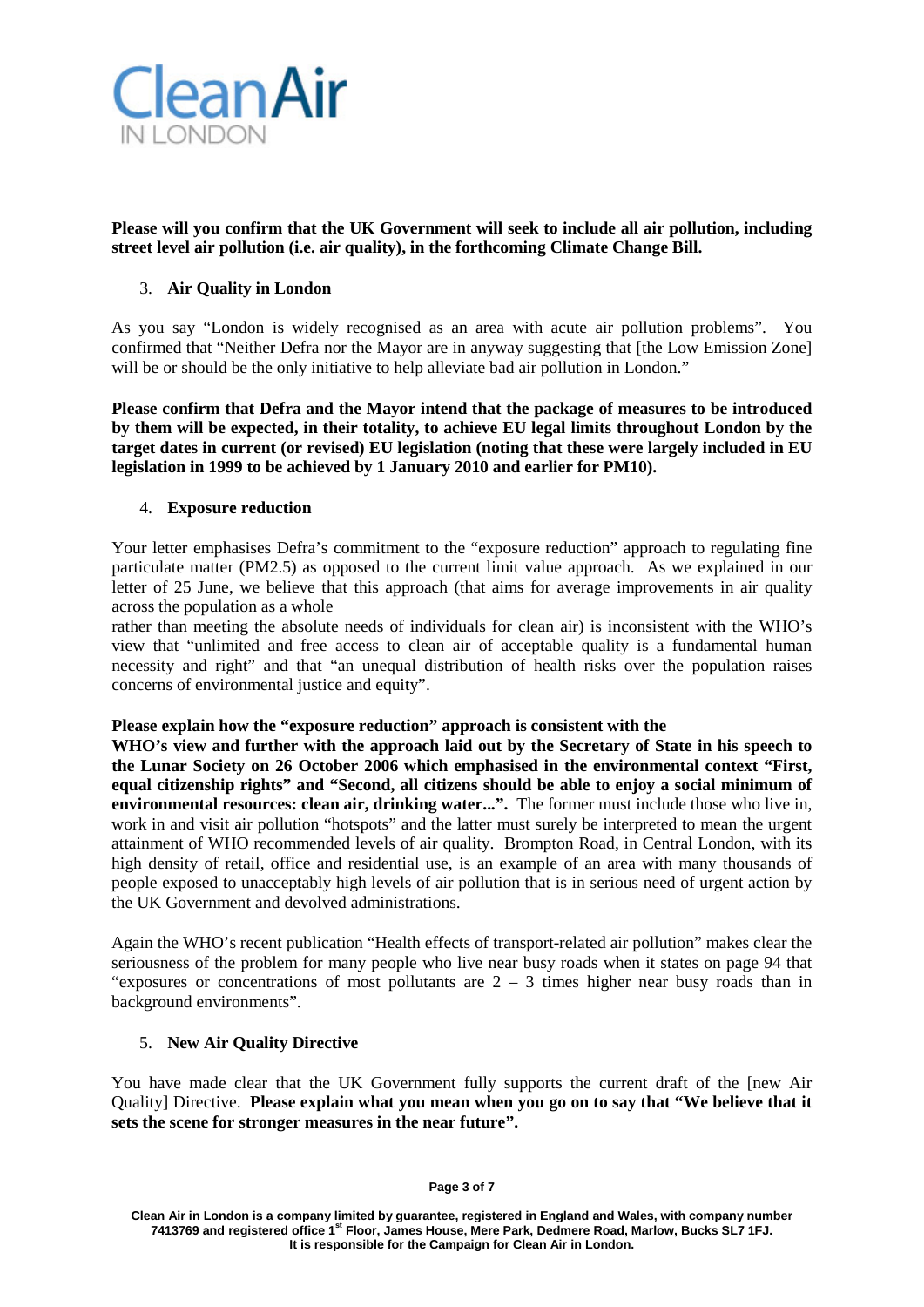**Please will you confirm that the UK Government will seek to include all air pollution, including street level air pollution (i.e. air quality), in the forthcoming Climate Change Bill.**

3. **Air Quality in London**

As you say "London is widely recognised as an area with acute air pollution problems". You confirmed that "Neither Defra nor the Mayor are in anyway suggesting that [the Low Emission Zone] will be or should be the only initiative to help alleviate bad air pollution in London."

**Please confirm that Defra and the Mayor intend that the package of measures to be introduced by them will be expected, in their totality, to achieve EU legal limits throughout London by the target dates in current (or revised) EU legislation (noting that these were largely included in EU legislation in 1999 to be achieved by 1 January 2010 and earlier for PM10).**

4. **Exposure reduction**

Your letter emphasises Defra's commitment to the "exposure reduction" approach to regulating fine particulate matter (PM2.5) as opposed to the current limit value approach. As we explained in our letter of 25 June, we believe that this approach (that aims for average improvements in air quality across the population as a whole rather than meeting the absolute needs of individuals for clean air) is inconsistent with the WHO's view that "unlimited and free access to clean air of acceptable quality is a fundamental human necessity and right" and that "an unequal distribution of health risks over the population raises concerns of environmental justice and equity".

**Please explain how the "exposure reduction" approach is consistent with the WHO's view and further with the approach laid out by the Secretary of State in his speech to the Lunar Society on 26 October 2006 which emphasised in the environmental context "First, equal citizenship rights" and "Second, all citizens should be able to enjoy a social minimum of environmental resources: clean air, drinking water...".** The former must include those who live in, work in and visit air pollution "hotspots" and the latter must surely be interpreted to mean the urgent attainment of WHO recommended levels of air quality. Brompton Road, in Central London, with its high density of retail, office and residential use, is an example of an area with many thousands of people exposed to unacceptably high levels of air pollution that is in serious need of urgent action by the UK Government and devolved administrations.

Again the WHO's recent publication "Health effects of transport-related air pollution" makes clear the seriousness of the problem for many people who live near busy roads when it states on page 94 that "exposures or concentrations of most pollutants are 2 – 3 times higher near busy roads than in background environments".

5. **New Air Quality Directive**

You have made clear that the UK Government fully supports the current draft of the [new Air Quality] Directive. **Please explain what you mean when you go on to say that "We believe that it sets the scene for stronger measures in the near future".**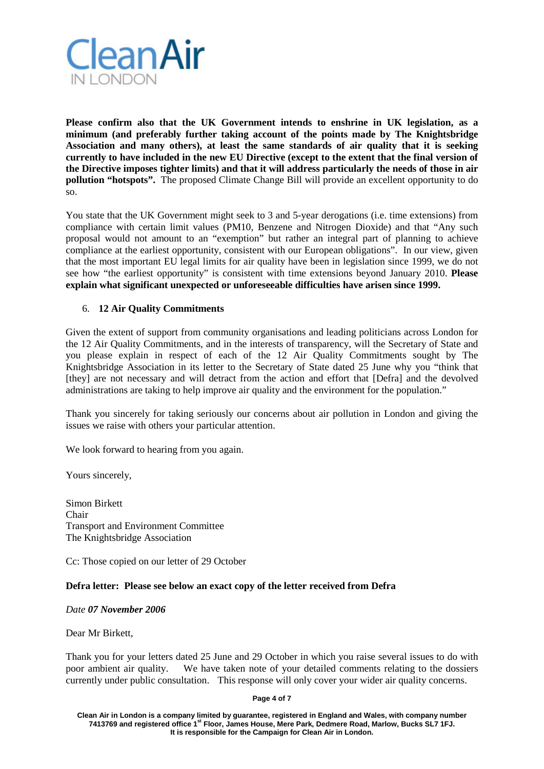**Please confirm also that the UK Government intends to enshrine in UK legislation, as a minimum (and preferably further taking account of the points made by The Knightsbridge Association and many others), at least the same standards of air quality that it is seeking currently to have included in the new EU Directive (except to the extent that the final version of the Directive imposes tighter limits) and that it will address particularly the needs of those in air pollution "hotspots".** The proposed Climate Change Bill will provide an excellent opportunity to do so.

You state that the UK Government might seek to 3 and 5-year derogations (i.e. time extensions) from compliance with certain limit values (PM10, Benzene and Nitrogen Dioxide) and that "Any such proposal would not amount to an "exemption" but rather an integral part of planning to achieve compliance at the earliest opportunity, consistent with our European obligations". In our view, given that the most important EU legal limits for air quality have been in legislation since 1999, we do not see how "the earliest opportunity" is consistent with time extensions beyond January 2010. **Please explain what significant unexpected or unforeseeable difficulties have arisen since 1999.**

6. **12 Air Quality Commitments**

Given the extent of support from community organisations and leading politicians across London for the 12 Air Quality Commitments, and in the interests of transparency, will the Secretary of State and you please explain in respect of each of the 12 Air Quality Commitments sought by The Knightsbridge Association in its letter to the Secretary of State dated 25 June why you "think that [they] are not necessary and will detract from the action and effort that [Defra] and the devolved administrations are taking to help improve air quality and the environment for the population."

Thank you sincerely for taking seriously our concerns about air pollution in London and giving the issues we raise with others your particular attention.

We look forward to hearing from you again.

Yours sincerely,

Simon Birkett
Chair
Transport and Environment Committee
The Knightsbridge Association

Cc: Those copied on our letter of 29 October

**Defra letter: Please see below an exact copy of the letter received from Defra**

*Date* ***07 November 2006***

Dear Mr Birkett,

Thank you for your letters dated 25 June and 29 October in which you raise several issues to do with poor ambient air quality. We have taken note of your detailed comments relating to the dossiers currently under public consultation. This response will only cover your wider air quality concerns.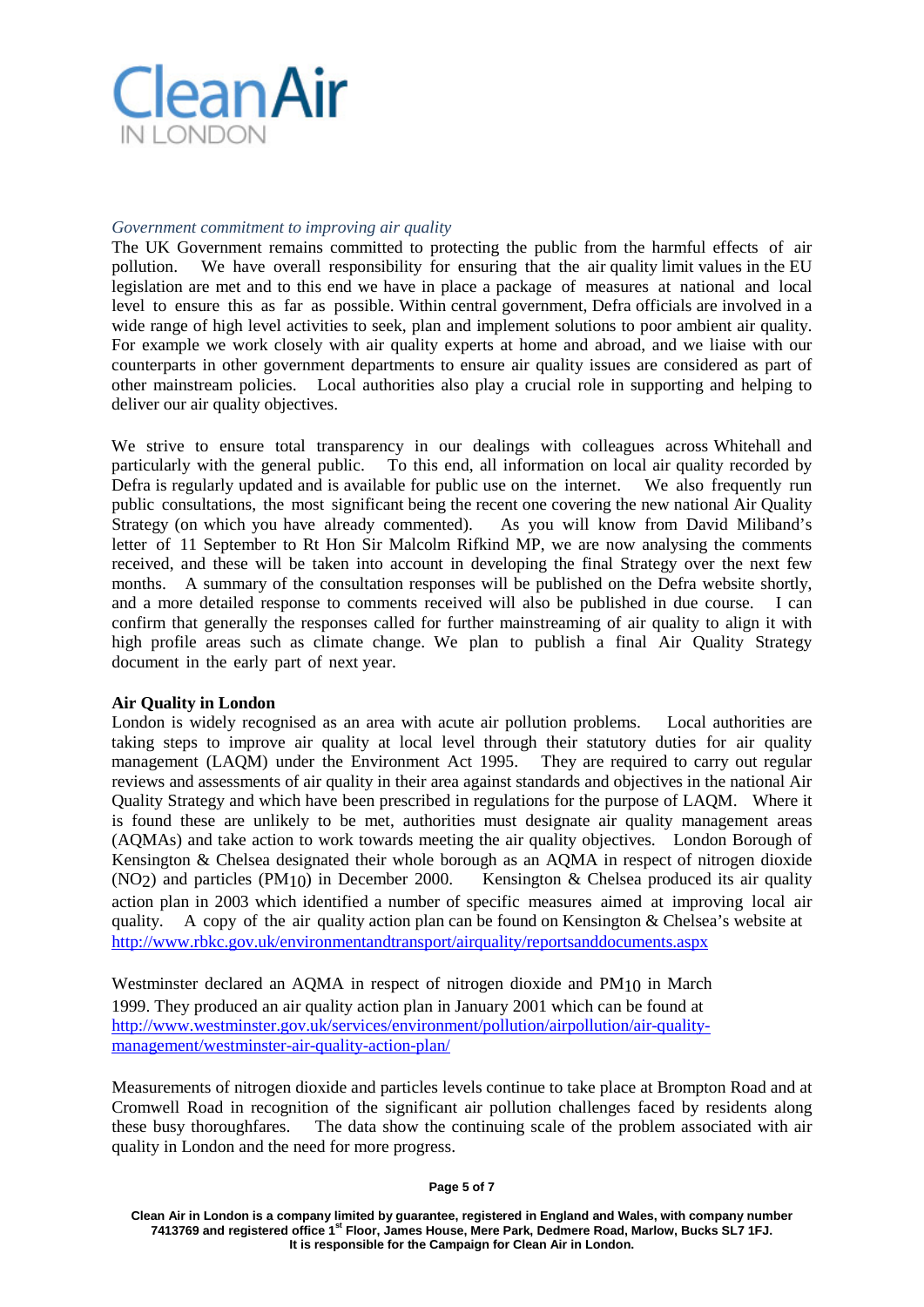*Government commitment to improving air quality*

The UK Government remains committed to protecting the public from the harmful effects of air pollution. We have overall responsibility for ensuring that the air quality limit values in the EU legislation are met and to this end we have in place a package of measures at national and local level to ensure this as far as possible. Within central government, Defra officials are involved in a wide range of high level activities to seek, plan and implement solutions to poor ambient air quality. For example we work closely with air quality experts at home and abroad, and we liaise with our counterparts in other government departments to ensure air quality issues are considered as part of other mainstream policies. Local authorities also play a crucial role in supporting and helping to deliver our air quality objectives.

We strive to ensure total transparency in our dealings with colleagues across Whitehall and particularly with the general public. To this end, all information on local air quality recorded by Defra is regularly updated and is available for public use on the internet. We also frequently run public consultations, the most significant being the recent one covering the new national Air Quality Strategy (on which you have already commented). As you will know from David Miliband's letter of 11 September to Rt Hon Sir Malcolm Rifkind MP, we are now analysing the comments received, and these will be taken into account in developing the final Strategy over the next few months. A summary of the consultation responses will be published on the Defra website shortly, and a more detailed response to comments received will also be published in due course. I can confirm that generally the responses called for further mainstreaming of air quality to align it with high profile areas such as climate change. We plan to publish a final Air Quality Strategy document in the early part of next year.

**Air Quality in London**

London is widely recognised as an area with acute air pollution problems. Local authorities are taking steps to improve air quality at local level through their statutory duties for air quality management (LAQM) under the Environment Act 1995. They are required to carry out regular reviews and assessments of air quality in their area against standards and objectives in the national Air Quality Strategy and which have been prescribed in regulations for the purpose of LAQM. Where it is found these are unlikely to be met, authorities must designate air quality management areas (AQMAs) and take action to work towards meeting the air quality objectives. London Borough of Kensington & Chelsea designated their whole borough as an AQMA in respect of nitrogen dioxide ($NO_2$) and particles ($PM_{10}$) in December 2000. Kensington & Chelsea produced its air quality action plan in 2003 which identified a number of specific measures aimed at improving local air quality. A copy of the air quality action plan can be found on Kensington & Chelsea's website at http://www.rbkc.gov.uk/environmentandtransport/airquality/reportsanddocuments.aspx

Westminster declared an AQMA in respect of nitrogen dioxide and $PM_{10}$ in March 1999. They produced an air quality action plan in January 2001 which can be found at http://www.westminster.gov.uk/services/environment/pollution/airpollution/air-quality-management/westminster-air-quality-action-plan/

Measurements of nitrogen dioxide and particles levels continue to take place at Brompton Road and at Cromwell Road in recognition of the significant air pollution challenges faced by residents along these busy thoroughfares. The data show the continuing scale of the problem associated with air quality in London and the need for more progress.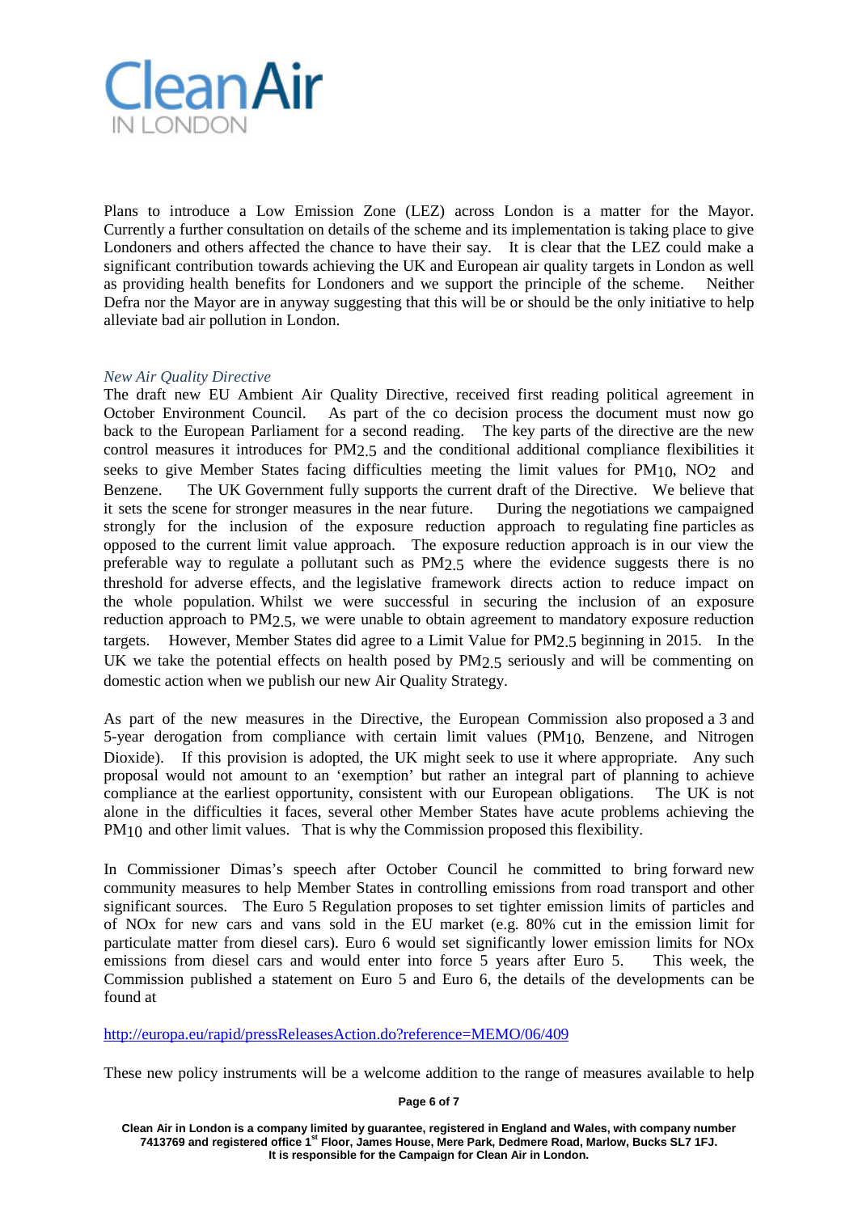Plans to introduce a Low Emission Zone (LEZ) across London is a matter for the Mayor. Currently a further consultation on details of the scheme and its implementation is taking place to give Londoners and others affected the chance to have their say. It is clear that the LEZ could make a significant contribution towards achieving the UK and European air quality targets in London as well as providing health benefits for Londoners and we support the principle of the scheme. Neither Defra nor the Mayor are in anyway suggesting that this will be or should be the only initiative to help alleviate bad air pollution in London.

*New Air Quality Directive*

The draft new EU Ambient Air Quality Directive, received first reading political agreement in October Environment Council. As part of the co decision process the document must now go back to the European Parliament for a second reading. The key parts of the directive are the new control measures it introduces for $PM_{2.5}$ and the conditional additional compliance flexibilities it seeks to give Member States facing difficulties meeting the limit values for $PM_{10}$, $NO_2$ and Benzene. The UK Government fully supports the current draft of the Directive. We believe that it sets the scene for stronger measures in the near future. During the negotiations we campaigned strongly for the inclusion of the exposure reduction approach to regulating fine particles as opposed to the current limit value approach. The exposure reduction approach is in our view the preferable way to regulate a pollutant such as $PM_{2.5}$ where the evidence suggests there is no threshold for adverse effects, and the legislative framework directs action to reduce impact on the whole population. Whilst we were successful in securing the inclusion of an exposure reduction approach to $PM_{2.5}$, we were unable to obtain agreement to mandatory exposure reduction targets. However, Member States did agree to a Limit Value for $PM_{2.5}$ beginning in 2015. In the UK we take the potential effects on health posed by $PM_{2.5}$ seriously and will be commenting on domestic action when we publish our new Air Quality Strategy.

As part of the new measures in the Directive, the European Commission also proposed a 3 and 5-year derogation from compliance with certain limit values ($PM_{10}$, Benzene, and Nitrogen Dioxide). If this provision is adopted, the UK might seek to use it where appropriate. Any such proposal would not amount to an 'exemption' but rather an integral part of planning to achieve compliance at the earliest opportunity, consistent with our European obligations. The UK is not alone in the difficulties it faces, several other Member States have acute problems achieving the $PM_{10}$ and other limit values. That is why the Commission proposed this flexibility.

In Commissioner Dimas's speech after October Council he committed to bring forward new community measures to help Member States in controlling emissions from road transport and other significant sources. The Euro 5 Regulation proposes to set tighter emission limits of particles and of NOx for new cars and vans sold in the EU market (e.g. 80% cut in the emission limit for particulate matter from diesel cars). Euro 6 would set significantly lower emission limits for NOx emissions from diesel cars and would enter into force 5 years after Euro 5. This week, the Commission published a statement on Euro 5 and Euro 6, the details of the developments can be found at

http://europa.eu/rapid/pressReleasesAction.do?reference=MEMO/06/409

These new policy instruments will be a welcome addition to the range of measures available to help

Clean Air in London is a company limited by guarantee, registered in England and Wales, with company number 7413769 and registered office 1st Floor, James House, Mere Park, Dedmere Road, Marlow, Bucks SL7 1FJ. It is responsible for the Campaign for Clean Air in London.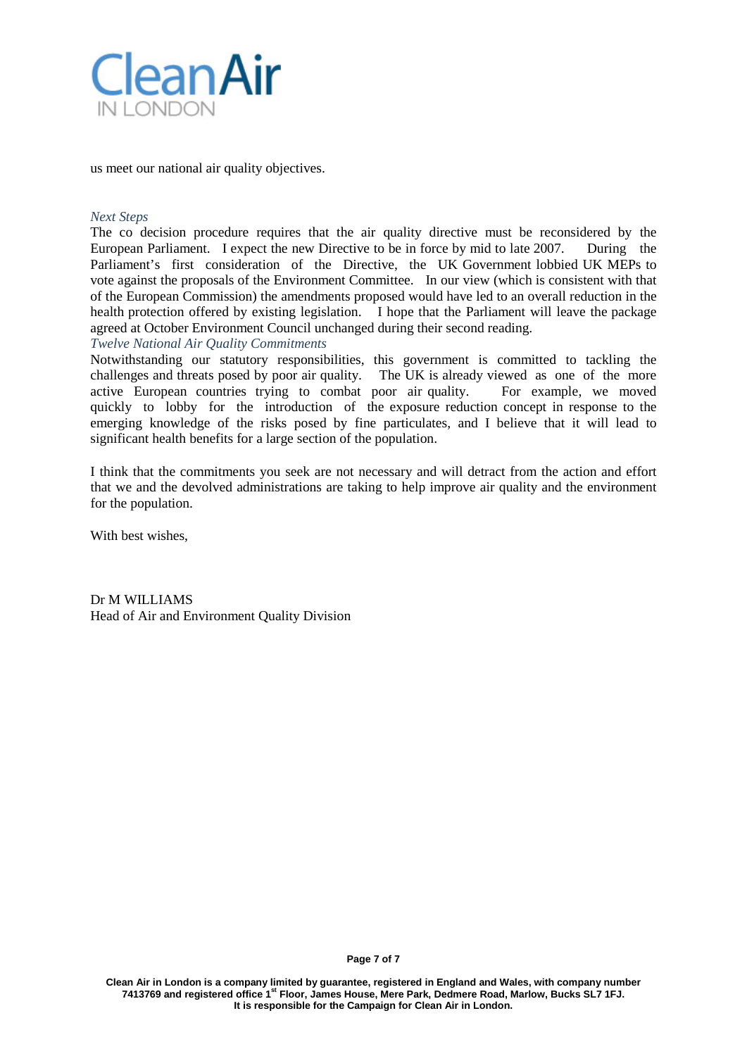us meet our national air quality objectives.

*Next Steps*

The co decision procedure requires that the air quality directive must be reconsidered by the European Parliament. I expect the new Directive to be in force by mid to late 2007. During the Parliament's first consideration of the Directive, the UK Government lobbied UK MEPs to vote against the proposals of the Environment Committee. In our view (which is consistent with that of the European Commission) the amendments proposed would have led to an overall reduction in the health protection offered by existing legislation. I hope that the Parliament will leave the package agreed at October Environment Council unchanged during their second reading.

*Twelve National Air Quality Commitments*

Notwithstanding our statutory responsibilities, this government is committed to tackling the challenges and threats posed by poor air quality. The UK is already viewed as one of the more active European countries trying to combat poor air quality. For example, we moved quickly to lobby for the introduction of the exposure reduction concept in response to the emerging knowledge of the risks posed by fine particulates, and I believe that it will lead to significant health benefits for a large section of the population.

I think that the commitments you seek are not necessary and will detract from the action and effort that we and the devolved administrations are taking to help improve air quality and the environment for the population.

With best wishes,

Dr M WILLIAMS
Head of Air and Environment Quality Division

**Clean Air in London is a company limited by guarantee, registered in England and Wales, with company number 7413769 and registered office 1st Floor, James House, Mere Park, Dedmere Road, Marlow, Bucks SL7 1FJ. It is responsible for the Campaign for Clean Air in London.**